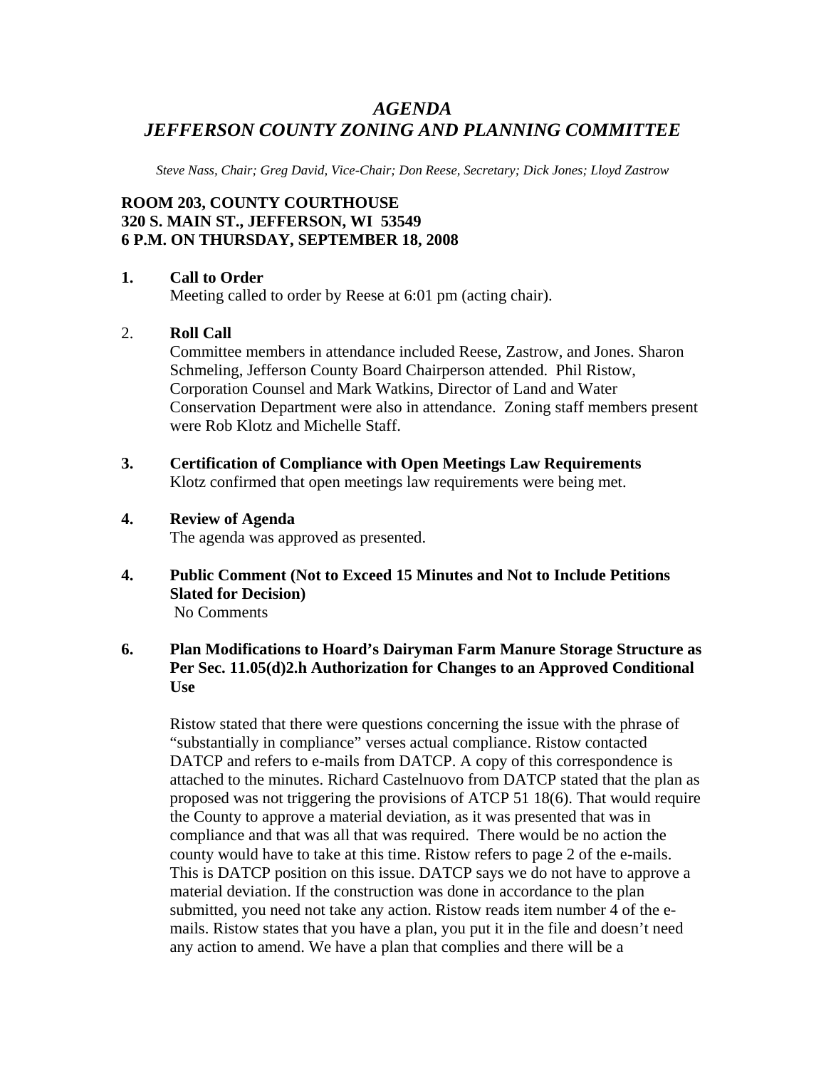# *AGENDA*
# *JEFFERSON COUNTY ZONING AND PLANNING COMMITTEE*

*Steve Nass, Chair; Greg David, Vice-Chair; Don Reese, Secretary; Dick Jones; Lloyd Zastrow*

**ROOM 203, COUNTY COURTHOUSE**
**320 S. MAIN ST., JEFFERSON, WI 53549**
**6 P.M. ON THURSDAY, SEPTEMBER 18, 2008**

**1. Call to Order**

Meeting called to order by Reese at 6:01 pm (acting chair).

2. **Roll Call**

Committee members in attendance included Reese, Zastrow, and Jones. Sharon Schmeling, Jefferson County Board Chairperson attended. Phil Ristow, Corporation Counsel and Mark Watkins, Director of Land and Water Conservation Department were also in attendance. Zoning staff members present were Rob Klotz and Michelle Staff.

**3. Certification of Compliance with Open Meetings Law Requirements**

Klotz confirmed that open meetings law requirements were being met.

**4. Review of Agenda**

The agenda was approved as presented.

**4. Public Comment (Not to Exceed 15 Minutes and Not to Include Petitions Slated for Decision)**

No Comments

**6. Plan Modifications to Hoard's Dairyman Farm Manure Storage Structure as Per Sec. 11.05(d)2.h Authorization for Changes to an Approved Conditional Use**

Ristow stated that there were questions concerning the issue with the phrase of "substantially in compliance" verses actual compliance. Ristow contacted DATCP and refers to e-mails from DATCP. A copy of this correspondence is attached to the minutes. Richard Castelnuovo from DATCP stated that the plan as proposed was not triggering the provisions of ATCP 51 18(6). That would require the County to approve a material deviation, as it was presented that was in compliance and that was all that was required. There would be no action the county would have to take at this time. Ristow refers to page 2 of the e-mails. This is DATCP position on this issue. DATCP says we do not have to approve a material deviation. If the construction was done in accordance to the plan submitted, you need not take any action. Ristow reads item number 4 of the e-mails. Ristow states that you have a plan, you put it in the file and doesn't need any action to amend. We have a plan that complies and there will be a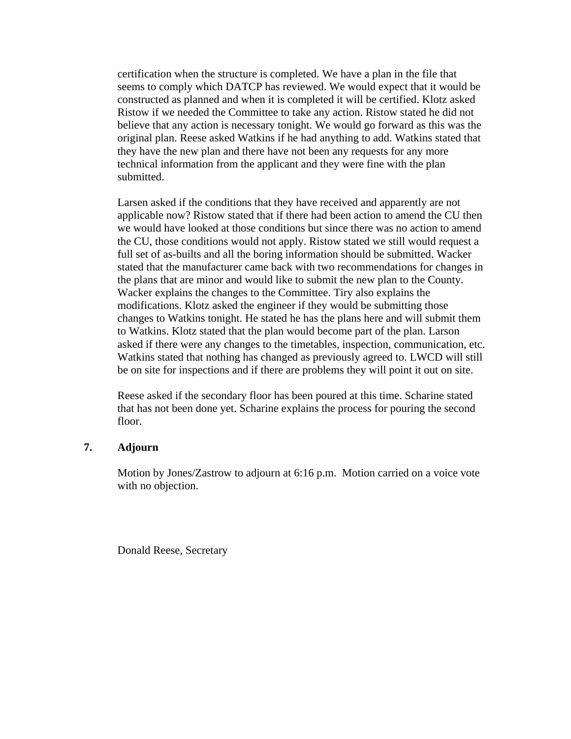certification when the structure is completed. We have a plan in the file that seems to comply which DATCP has reviewed. We would expect that it would be constructed as planned and when it is completed it will be certified. Klotz asked Ristow if we needed the Committee to take any action. Ristow stated he did not believe that any action is necessary tonight. We would go forward as this was the original plan. Reese asked Watkins if he had anything to add. Watkins stated that they have the new plan and there have not been any requests for any more technical information from the applicant and they were fine with the plan submitted.

Larsen asked if the conditions that they have received and apparently are not applicable now? Ristow stated that if there had been action to amend the CU then we would have looked at those conditions but since there was no action to amend the CU, those conditions would not apply. Ristow stated we still would request a full set of as-builts and all the boring information should be submitted. Wacker stated that the manufacturer came back with two recommendations for changes in the plans that are minor and would like to submit the new plan to the County. Wacker explains the changes to the Committee. Tiry also explains the modifications. Klotz asked the engineer if they would be submitting those changes to Watkins tonight. He stated he has the plans here and will submit them to Watkins. Klotz stated that the plan would become part of the plan. Larson asked if there were any changes to the timetables, inspection, communication, etc. Watkins stated that nothing has changed as previously agreed to. LWCD will still be on site for inspections and if there are problems they will point it out on site.

Reese asked if the secondary floor has been poured at this time. Scharine stated that has not been done yet. Scharine explains the process for pouring the second floor.

## 7. Adjourn

Motion by Jones/Zastrow to adjourn at 6:16 p.m. Motion carried on a voice vote with no objection.

Donald Reese, Secretary